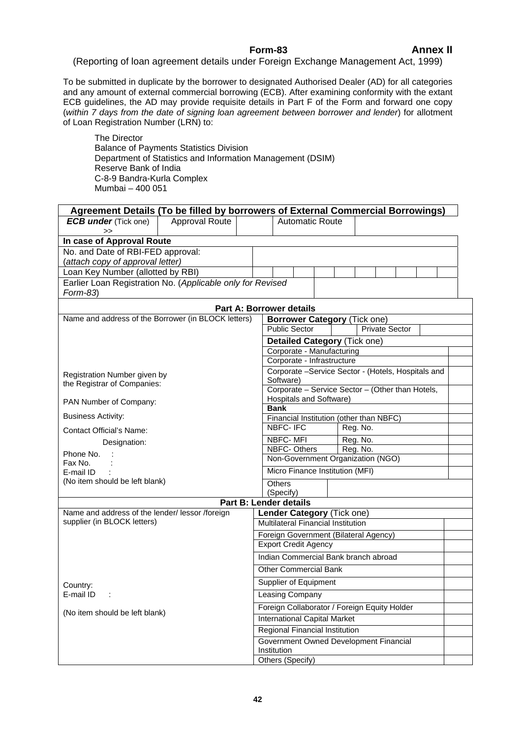**Form-83** **Annex II**

(Reporting of loan agreement details under Foreign Exchange Management Act, 1999)

To be submitted in duplicate by the borrower to designated Authorised Dealer (AD) for all categories and any amount of external commercial borrowing (ECB). After examining conformity with the extant ECB guidelines, the AD may provide requisite details in Part F of the Form and forward one copy (*within 7 days from the date of signing loan agreement between borrower and lender*) for allotment of Loan Registration Number (LRN) to:

The Director
Balance of Payments Statistics Division
Department of Statistics and Information Management (DSIM)
Reserve Bank of India
C-8-9 Bandra-Kurla Complex
Mumbai – 400 051

| **Agreement Details (To be filled by borrowers of External Commercial Borrowings)** | | | | |
|---|---|---|---|---|
| ***ECB under*** (Tick one) >> | Approval Route | | Automatic Route | |
| **In case of Approval Route** | | | | |
| No. and Date of RBI-FED approval: (*attach copy of approval letter*) | | | | |
| Loan Key Number (allotted by RBI) | | | | |
| Earlier Loan Registration No. (*Applicable only for Revised Form-83*) | | | | |

| **Part A: Borrower details** | | |
|---|---|---|
| Name and address of the Borrower (in BLOCK letters) | **Borrower Category** (Tick one) | |
| | Public Sector / Private Sector | |
| | **Detailed Category** (Tick one) | |
| | Corporate - Manufacturing | |
| | Corporate - Infrastructure | |
| Registration Number given by the Registrar of Companies: | Corporate –Service Sector - (Hotels, Hospitals and Software) | |
| | Corporate – Service Sector – (Other than Hotels, Hospitals and Software) | |
| PAN Number of Company: | **Bank** | |
| Business Activity: | Financial Institution (other than NBFC) | |
| Contact Official's Name: | NBFC- IFC Reg. No. | |
| Designation: | NBFC- MFI Reg. No. | |
| Phone No. : | NBFC- Others Reg. No. | |
| Fax No. : | Non-Government Organization (NGO) | |
| E-mail ID : | Micro Finance Institution (MFI) | |
| (No item should be left blank) | Others (Specify) | |

| **Part B: Lender details** | | |
|---|---|---|
| Name and address of the lender/ lessor /foreign supplier (in BLOCK letters) | **Lender Category** (Tick one) | |
| | Multilateral Financial Institution | |
| | Foreign Government (Bilateral Agency) | |
| | Export Credit Agency | |
| | Indian Commercial Bank branch abroad | |
| | Other Commercial Bank | |
| Country: | Supplier of Equipment | |
| E-mail ID : | Leasing Company | |
| (No item should be left blank) | Foreign Collaborator / Foreign Equity Holder | |
| | International Capital Market | |
| | Regional Financial Institution | |
| | Government Owned Development Financial Institution | |
| | Others (Specify) | |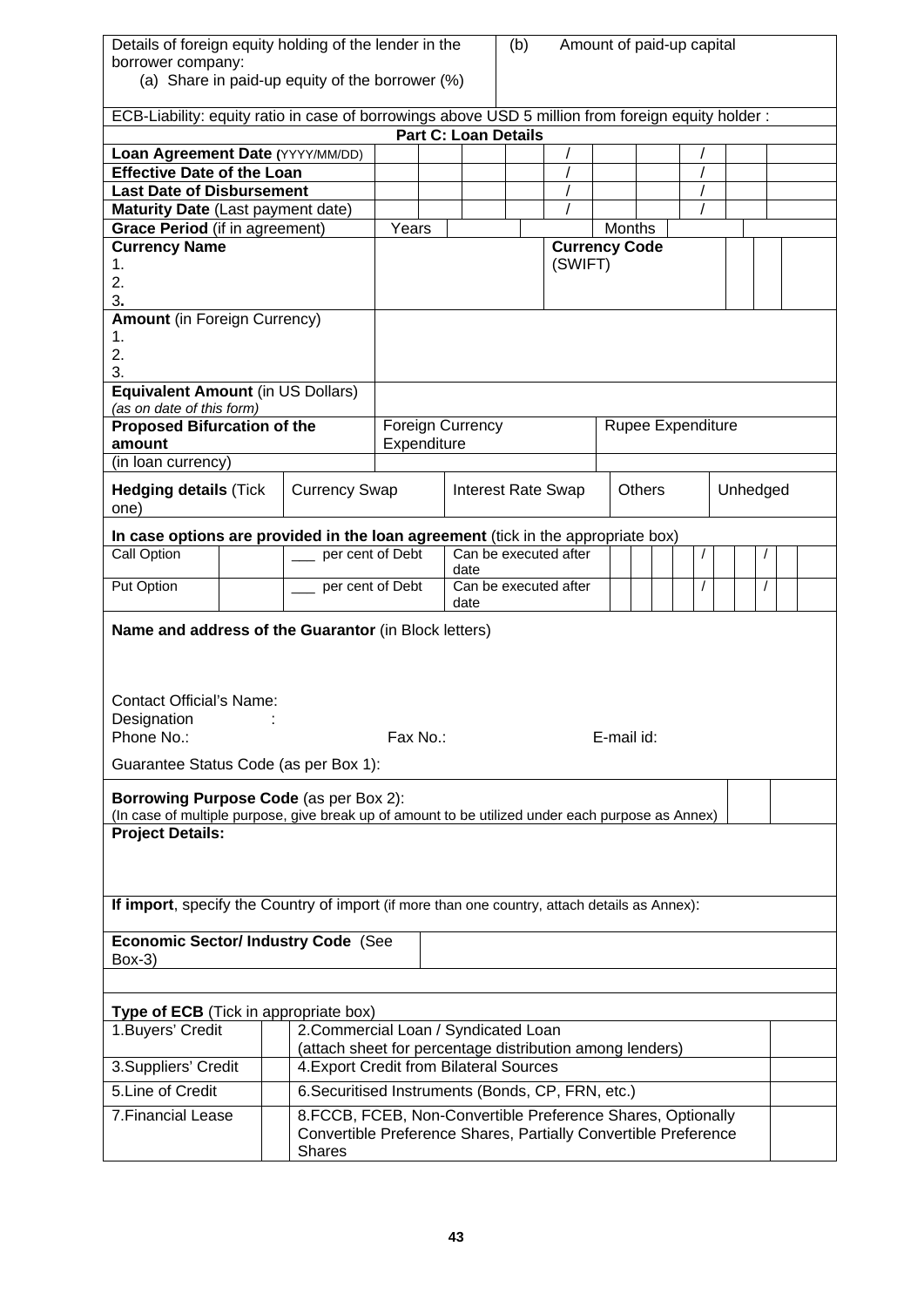| Details of foreign equity holding of the lender in the borrower company: (a) Share in paid-up equity of the borrower (%) | | (b) Amount of paid-up capital |
|---|---|---|

ECB-Liability: equity ratio in case of borrowings above USD 5 million from foreign equity holder :

## Part C: Loan Details

| | | | | | | | | | | |
|---|---|---|---|---|---|---|---|---|---|---|
| **Loan Agreement Date** (YYYY/MM/DD) | | | | | / | | | / | | |
| **Effective Date of the Loan** | | | | | / | | | / | | |
| **Last Date of Disbursement** | | | | | / | | | / | | |
| **Maturity Date** (Last payment date) | | | | | / | | | / | | |
| **Grace Period** (if in agreement) | Years | | | | | Months | | | | |

| **Currency Name** | | **Currency Code** (SWIFT) | | | |
|---|---|---|---|---|---|
| 1. 2. 3. | | | | | |

| | |
|---|---|
| **Amount** (in Foreign Currency) 1. 2. 3. | |
| **Equivalent Amount** (in US Dollars) *(as on date of this form)* | |

| **Proposed Bifurcation of the amount** | Foreign Currency Expenditure | Rupee Expenditure |
|---|---|---|
| (in loan currency) | | |

| **Hedging details** (Tick one) | Currency Swap | Interest Rate Swap | Others | Unhedged |
|---|---|---|---|---|

**In case options are provided in the loan agreement** (tick in the appropriate box)

| | | | | |
|---|---|---|---|---|
| Call Option | | ___ per cent of Debt | Can be executed after date | / / |
| Put Option | | ___ per cent of Debt | Can be executed after date | / / |

**Name and address of the Guarantor** (in Block letters)

Contact Official's Name:
Designation :
Phone No.: Fax No.: E-mail id:

Guarantee Status Code (as per Box 1):

**Borrowing Purpose Code** (as per Box 2):
(In case of multiple purpose, give break up of amount to be utilized under each purpose as Annex)

**Project Details:**

**If import**, specify the Country of import (if more than one country, attach details as Annex):

| **Economic Sector/ Industry Code** (See Box-3) | |
|---|---|

**Type of ECB** (Tick in appropriate box)

| | | | |
|---|---|---|---|
| 1.Buyers' Credit | | 2.Commercial Loan / Syndicated Loan (attach sheet for percentage distribution among lenders) | |
| 3.Suppliers' Credit | | 4.Export Credit from Bilateral Sources | |
| 5.Line of Credit | | 6.Securitised Instruments (Bonds, CP, FRN, etc.) | |
| 7.Financial Lease | | 8.FCCB, FCEB, Non-Convertible Preference Shares, Optionally Convertible Preference Shares, Partially Convertible Preference Shares | |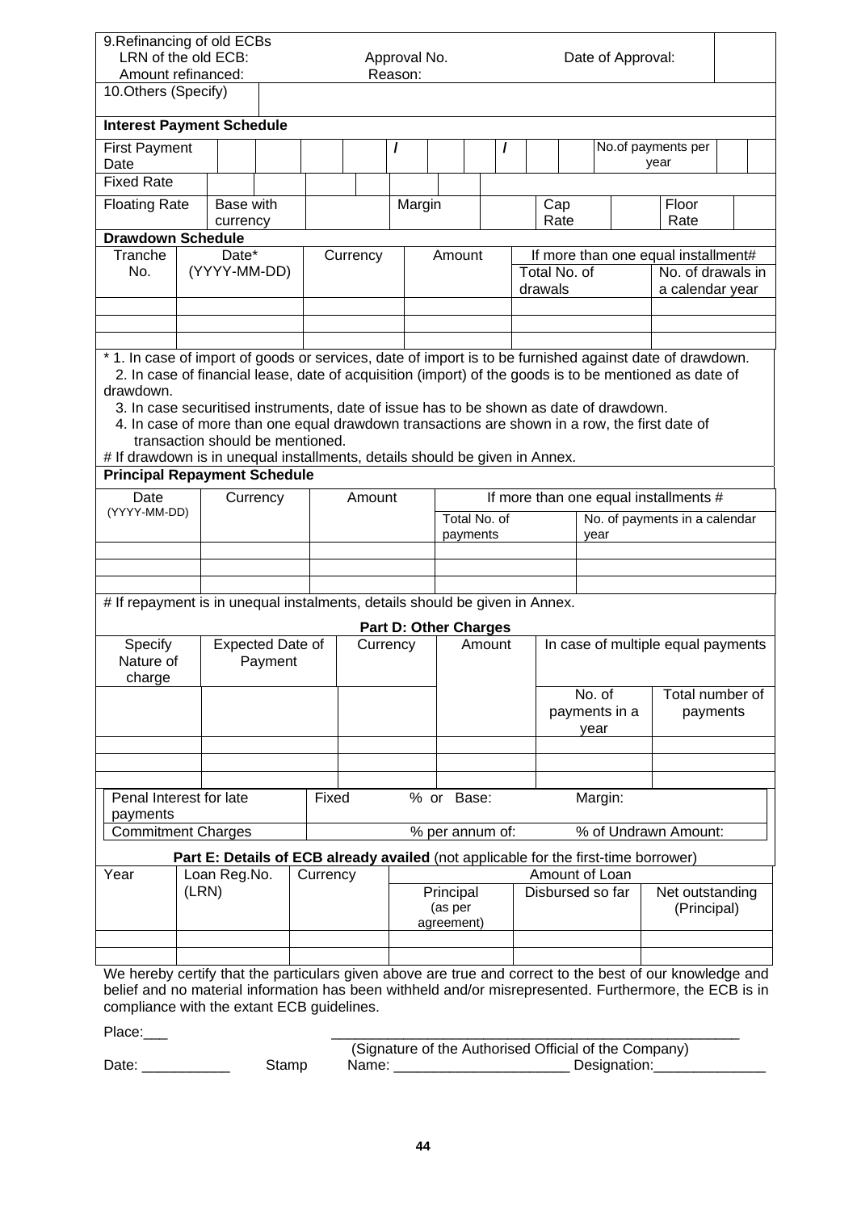| 9.Refinancing of old ECBs | | | |
|---|---|---|---|
| LRN of the old ECB: | Approval No. | Date of Approval: | |
| Amount refinanced: | Reason: | | |
| 10.Others (Specify) | | | |

**Interest Payment Schedule**

| First Payment Date | | | | | / | | | / | | | No.of payments per year | | |
|---|---|---|---|---|---|---|---|---|---|---|---|---|---|
| Fixed Rate | | | | | | | | | | | | | |
| Floating Rate | Base with currency | | | | Margin | | | | Cap Rate | | Floor Rate | | |

**Drawdown Schedule**

| Tranche No. | Date* (YYYY-MM-DD) | Currency | Amount | If more than one equal installment# | |
|---|---|---|---|---|---|
| | | | | Total No. of drawals | No. of drawals in a calendar year |
| | | | | | |
| | | | | | |
| | | | | | |

* 1. In case of import of goods or services, date of import is to be furnished against date of drawdown.
  2. In case of financial lease, date of acquisition (import) of the goods is to be mentioned as date of drawdown.
  3. In case securitised instruments, date of issue has to be shown as date of drawdown.
  4. In case of more than one equal drawdown transactions are shown in a row, the first date of transaction should be mentioned.

# If drawdown is in unequal installments, details should be given in Annex.

**Principal Repayment Schedule**

| Date (YYYY-MM-DD) | Currency | Amount | If more than one equal installments # | |
|---|---|---|---|---|
| | | | Total No. of payments | No. of payments in a calendar year |
| | | | | |
| | | | | |
| | | | | |

# If repayment is in unequal instalments, details should be given in Annex.

**Part D: Other Charges**

| Specify Nature of charge | Expected Date of Payment | Currency | Amount | In case of multiple equal payments | |
|---|---|---|---|---|---|
| | | | | No. of payments in a year | Total number of payments |
| | | | | | |
| | | | | | |
| | | | | | |

| Penal Interest for late payments | Fixed | % or Base: | Margin: |
|---|---|---|---|
| Commitment Charges | | % per annum of: | % of Undrawn Amount: |

**Part E: Details of ECB already availed** (not applicable for the first-time borrower)

| Year | Loan Reg.No. (LRN) | Currency | Amount of Loan | | |
|---|---|---|---|---|---|
| | | | Principal (as per agreement) | Disbursed so far | Net outstanding (Principal) |
| | | | | | |
| | | | | | |

We hereby certify that the particulars given above are true and correct to the best of our knowledge and belief and no material information has been withheld and/or misrepresented. Furthermore, the ECB is in compliance with the extant ECB guidelines.

Place:___

_____________________________________________________

(Signature of the Authorised Official of the Company)

Date: ___________ Stamp Name: ______________________ Designation:______________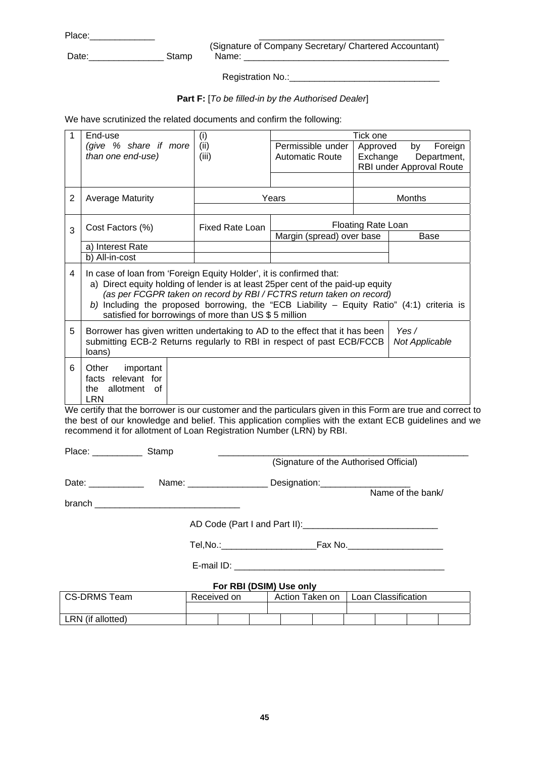Place:_____________ ____________________________________

(Signature of Company Secretary/ Chartered Accountant)

Date:_______________ Stamp Name: ________________________________________

Registration No.:_____________________________

**Part F:** [*To be filled-in by the Authorised Dealer*]

We have scrutinized the related documents and confirm the following:

| 1 | End-use<br>*(give % share if more than one end-use)* | (i)<br>(ii)<br>(iii) | Tick one<br>Permissible under Automatic Route | <br>Approved by Foreign Exchange Department, RBI under Approval Route |
|---|---|---|---|---|
| 2 | Average Maturity | Years | | Months |
| 3 | Cost Factors (%) | Fixed Rate Loan | Floating Rate Loan<br>Margin (spread) over base | <br>Base |
| | a) Interest Rate | | | |
| | b) All-in-cost | | | |
| 4 | In case of loan from 'Foreign Equity Holder', it is confirmed that:<br>a) Direct equity holding of lender is at least 25per cent of the paid-up equity *(as per FCGPR taken on record by RBI / FCTRS return taken on record)*<br>*b)* Including the proposed borrowing, the "ECB Liability – Equity Ratio" (4:1) criteria is satisfied for borrowings of more than US $ 5 million | | | |
| 5 | Borrower has given written undertaking to AD to the effect that it has been submitting ECB-2 Returns regularly to RBI in respect of past ECB/FCCB loans) | | | *Yes / Not Applicable* |
| 6 | Other important facts relevant for the allotment of LRN | | | |

We certify that the borrower is our customer and the particulars given in this Form are true and correct to the best of our knowledge and belief. This application complies with the extant ECB guidelines and we recommend it for allotment of Loan Registration Number (LRN) by RBI.

Place: __________ Stamp ___________________________________________________

(Signature of the Authorised Official)

Date: ___________ Name: ________________ Designation:__________________

Name of the bank/ branch _____________________________

AD Code (Part I and Part II):___________________________

Tel,No.:___________________Fax No.___________________

E-mail ID: __________________________________________

**For RBI (DSIM) Use only**

| CS-DRMS Team | Received on | | | Action Taken on | | | Loan Classification | | | |
|---|---|---|---|---|---|---|---|---|---|---|
| | | | | | | | | | | |
| LRN (if allotted) | | | | | | | | | | |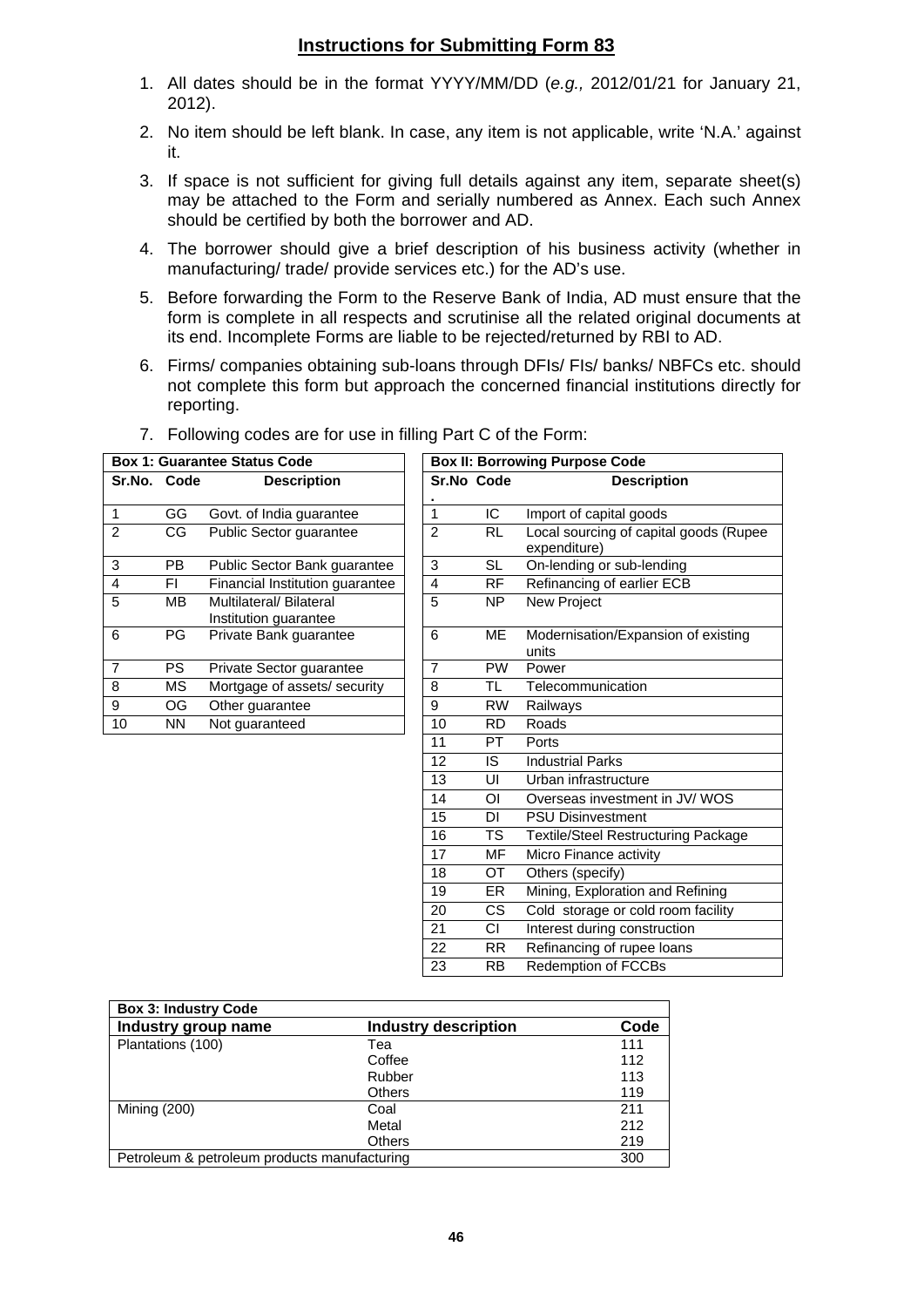## Instructions for Submitting Form 83

1. All dates should be in the format YYYY/MM/DD (*e.g.,* 2012/01/21 for January 21, 2012).
2. No item should be left blank. In case, any item is not applicable, write 'N.A.' against it.
3. If space is not sufficient for giving full details against any item, separate sheet(s) may be attached to the Form and serially numbered as Annex. Each such Annex should be certified by both the borrower and AD.
4. The borrower should give a brief description of his business activity (whether in manufacturing/ trade/ provide services etc.) for the AD's use.
5. Before forwarding the Form to the Reserve Bank of India, AD must ensure that the form is complete in all respects and scrutinise all the related original documents at its end. Incomplete Forms are liable to be rejected/returned by RBI to AD.
6. Firms/ companies obtaining sub-loans through DFIs/ FIs/ banks/ NBFCs etc. should not complete this form but approach the concerned financial institutions directly for reporting.
7. Following codes are for use in filling Part C of the Form:

**Box 1: Guarantee Status Code**

| Sr.No. | Code | Description |
|---|---|---|
| 1 | GG | Govt. of India guarantee |
| 2 | CG | Public Sector guarantee |
| 3 | PB | Public Sector Bank guarantee |
| 4 | FI | Financial Institution guarantee |
| 5 | MB | Multilateral/ Bilateral Institution guarantee |
| 6 | PG | Private Bank guarantee |
| 7 | PS | Private Sector guarantee |
| 8 | MS | Mortgage of assets/ security |
| 9 | OG | Other guarantee |
| 10 | NN | Not guaranteed |

**Box II: Borrowing Purpose Code**

| Sr.No. | Code | Description |
|---|---|---|
| 1 | IC | Import of capital goods |
| 2 | RL | Local sourcing of capital goods (Rupee expenditure) |
| 3 | SL | On-lending or sub-lending |
| 4 | RF | Refinancing of earlier ECB |
| 5 | NP | New Project |
| 6 | ME | Modernisation/Expansion of existing units |
| 7 | PW | Power |
| 8 | TL | Telecommunication |
| 9 | RW | Railways |
| 10 | RD | Roads |
| 11 | PT | Ports |
| 12 | IS | Industrial Parks |
| 13 | UI | Urban infrastructure |
| 14 | OI | Overseas investment in JV/ WOS |
| 15 | DI | PSU Disinvestment |
| 16 | TS | Textile/Steel Restructuring Package |
| 17 | MF | Micro Finance activity |
| 18 | OT | Others (specify) |
| 19 | ER | Mining, Exploration and Refining |
| 20 | CS | Cold storage or cold room facility |
| 21 | CI | Interest during construction |
| 22 | RR | Refinancing of rupee loans |
| 23 | RB | Redemption of FCCBs |

**Box 3: Industry Code**

| Industry group name | Industry description | Code |
|---|---|---|
| Plantations (100) | Tea | 111 |
| | Coffee | 112 |
| | Rubber | 113 |
| | Others | 119 |
| Mining (200) | Coal | 211 |
| | Metal | 212 |
| | Others | 219 |
| Petroleum & petroleum products manufacturing | | 300 |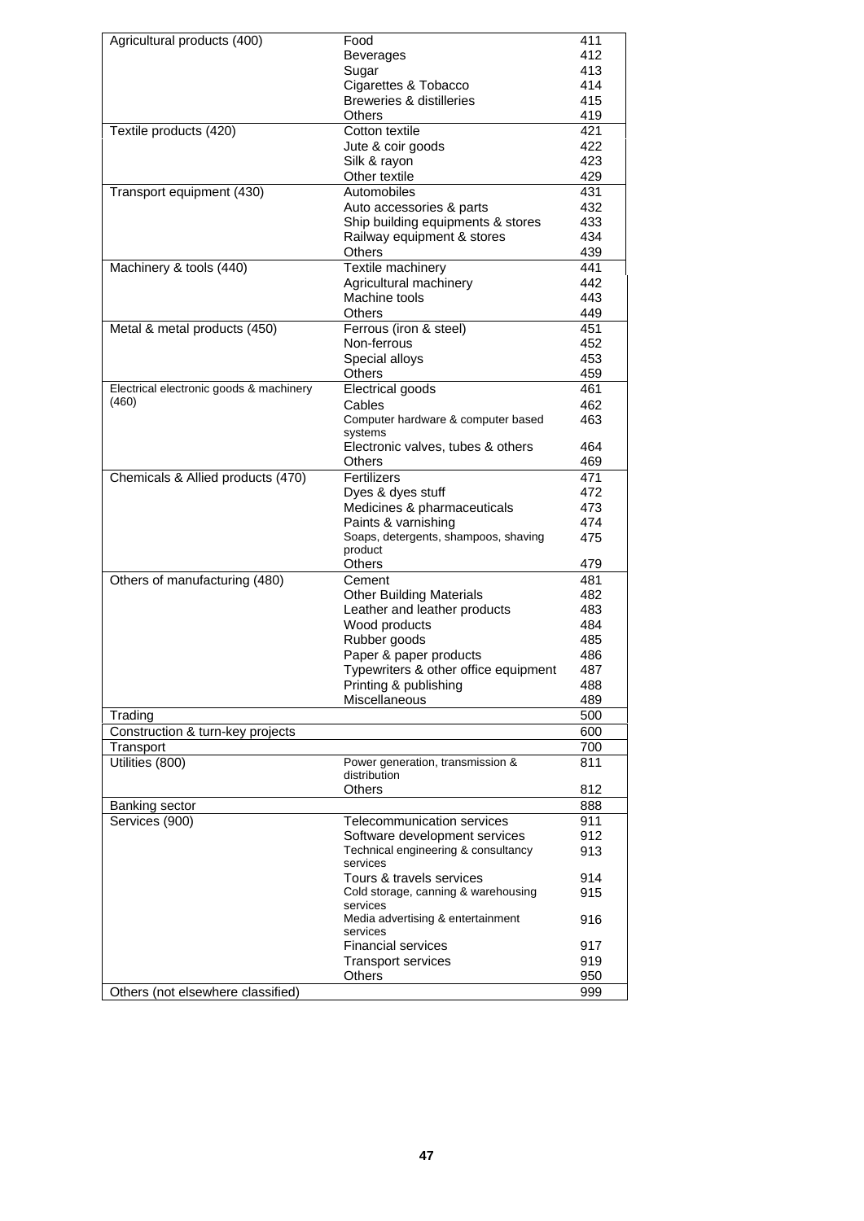| | | |
|---|---|---|
| Agricultural products (400) | Food | 411 |
| | Beverages | 412 |
| | Sugar | 413 |
| | Cigarettes & Tobacco | 414 |
| | Breweries & distilleries | 415 |
| | Others | 419 |
| Textile products (420) | Cotton textile | 421 |
| | Jute & coir goods | 422 |
| | Silk & rayon | 423 |
| | Other textile | 429 |
| Transport equipment (430) | Automobiles | 431 |
| | Auto accessories & parts | 432 |
| | Ship building equipments & stores | 433 |
| | Railway equipment & stores | 434 |
| | Others | 439 |
| Machinery & tools (440) | Textile machinery | 441 |
| | Agricultural machinery | 442 |
| | Machine tools | 443 |
| | Others | 449 |
| Metal & metal products (450) | Ferrous (iron & steel) | 451 |
| | Non-ferrous | 452 |
| | Special alloys | 453 |
| | Others | 459 |
| Electrical electronic goods & machinery (460) | Electrical goods | 461 |
| | Cables | 462 |
| | Computer hardware & computer based systems | 463 |
| | Electronic valves, tubes & others | 464 |
| | Others | 469 |
| Chemicals & Allied products (470) | Fertilizers | 471 |
| | Dyes & dyes stuff | 472 |
| | Medicines & pharmaceuticals | 473 |
| | Paints & varnishing | 474 |
| | Soaps, detergents, shampoos, shaving product | 475 |
| | Others | 479 |
| Others of manufacturing (480) | Cement | 481 |
| | Other Building Materials | 482 |
| | Leather and leather products | 483 |
| | Wood products | 484 |
| | Rubber goods | 485 |
| | Paper & paper products | 486 |
| | Typewriters & other office equipment | 487 |
| | Printing & publishing | 488 |
| | Miscellaneous | 489 |
| Trading | | 500 |
| Construction & turn-key projects | | 600 |
| Transport | | 700 |
| Utilities (800) | Power generation, transmission & distribution | 811 |
| | Others | 812 |
| Banking sector | | 888 |
| Services (900) | Telecommunication services | 911 |
| | Software development services | 912 |
| | Technical engineering & consultancy services | 913 |
| | Tours & travels services | 914 |
| | Cold storage, canning & warehousing services | 915 |
| | Media advertising & entertainment services | 916 |
| | Financial services | 917 |
| | Transport services | 919 |
| | Others | 950 |
| Others (not elsewhere classified) | | 999 |